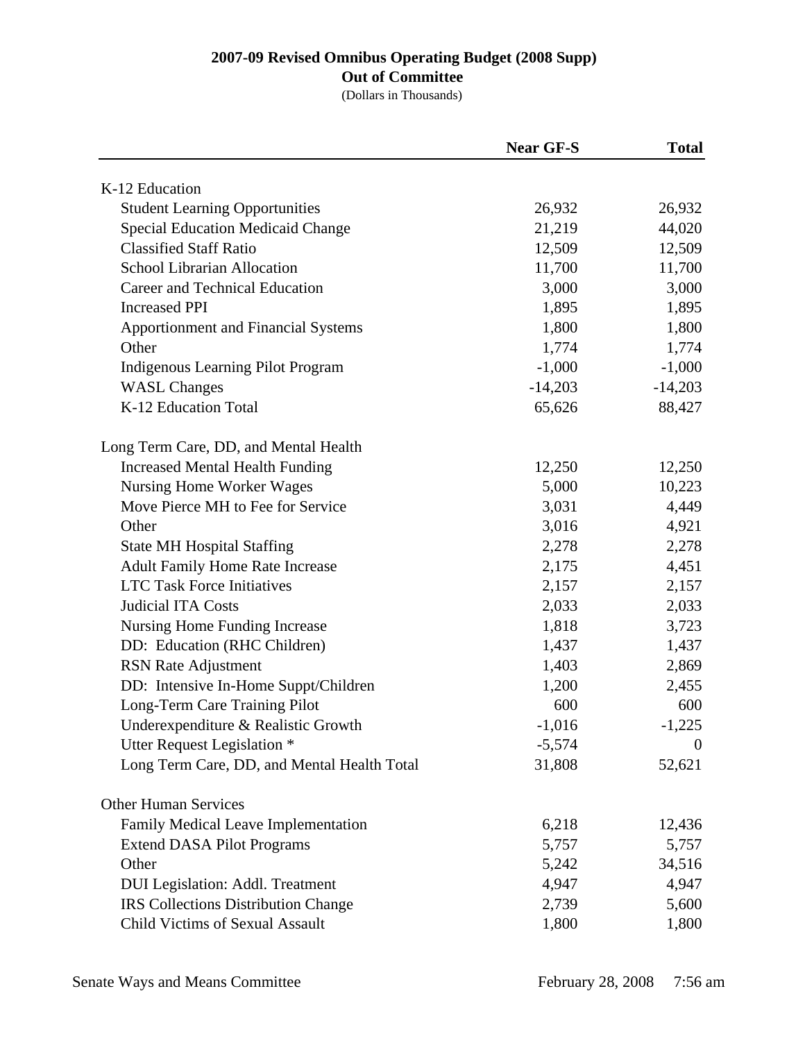# 2007-09 Revised Omnibus Operating Budget (2008 Supp)

## Out of Committee

(Dollars in Thousands)

| | Near GF-S | Total |
|---|---|---|
| K-12 Education | | |
| Student Learning Opportunities | 26,932 | 26,932 |
| Special Education Medicaid Change | 21,219 | 44,020 |
| Classified Staff Ratio | 12,509 | 12,509 |
| School Librarian Allocation | 11,700 | 11,700 |
| Career and Technical Education | 3,000 | 3,000 |
| Increased PPI | 1,895 | 1,895 |
| Apportionment and Financial Systems | 1,800 | 1,800 |
| Other | 1,774 | 1,774 |
| Indigenous Learning Pilot Program | -1,000 | -1,000 |
| WASL Changes | -14,203 | -14,203 |
| K-12 Education Total | 65,626 | 88,427 |
| | | |
| Long Term Care, DD, and Mental Health | | |
| Increased Mental Health Funding | 12,250 | 12,250 |
| Nursing Home Worker Wages | 5,000 | 10,223 |
| Move Pierce MH to Fee for Service | 3,031 | 4,449 |
| Other | 3,016 | 4,921 |
| State MH Hospital Staffing | 2,278 | 2,278 |
| Adult Family Home Rate Increase | 2,175 | 4,451 |
| LTC Task Force Initiatives | 2,157 | 2,157 |
| Judicial ITA Costs | 2,033 | 2,033 |
| Nursing Home Funding Increase | 1,818 | 3,723 |
| DD: Education (RHC Children) | 1,437 | 1,437 |
| RSN Rate Adjustment | 1,403 | 2,869 |
| DD: Intensive In-Home Suppt/Children | 1,200 | 2,455 |
| Long-Term Care Training Pilot | 600 | 600 |
| Underexpenditure & Realistic Growth | -1,016 | -1,225 |
| Utter Request Legislation * | -5,574 | 0 |
| Long Term Care, DD, and Mental Health Total | 31,808 | 52,621 |
| | | |
| Other Human Services | | |
| Family Medical Leave Implementation | 6,218 | 12,436 |
| Extend DASA Pilot Programs | 5,757 | 5,757 |
| Other | 5,242 | 34,516 |
| DUI Legislation: Addl. Treatment | 4,947 | 4,947 |
| IRS Collections Distribution Change | 2,739 | 5,600 |
| Child Victims of Sexual Assault | 1,800 | 1,800 |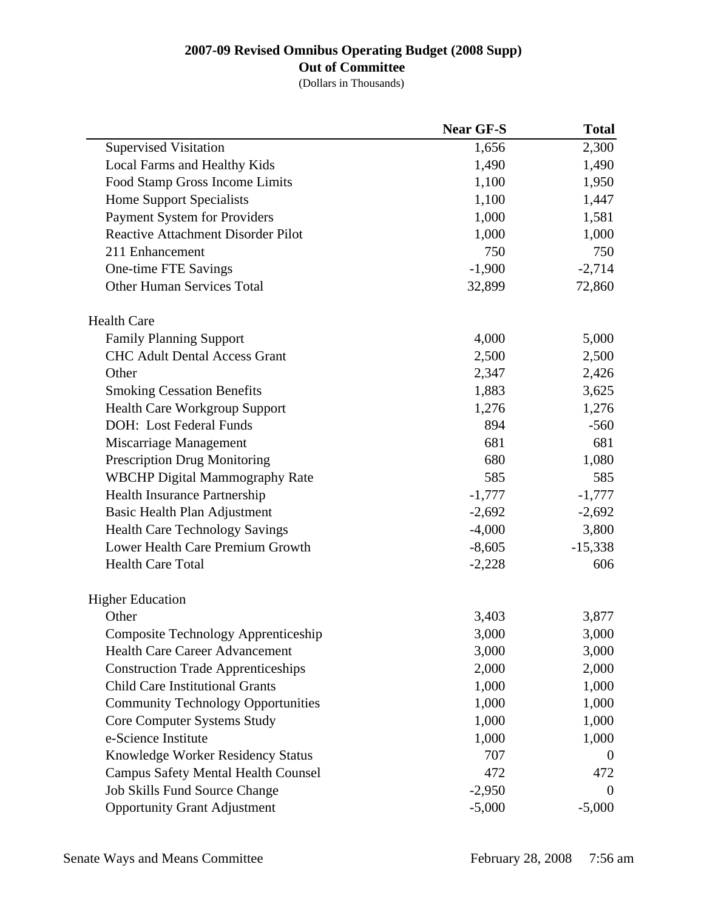**2007-09 Revised Omnibus Operating Budget (2008 Supp)**
**Out of Committee**
(Dollars in Thousands)

| | Near GF-S | Total |
|---|---|---|
| Supervised Visitation | 1,656 | 2,300 |
| Local Farms and Healthy Kids | 1,490 | 1,490 |
| Food Stamp Gross Income Limits | 1,100 | 1,950 |
| Home Support Specialists | 1,100 | 1,447 |
| Payment System for Providers | 1,000 | 1,581 |
| Reactive Attachment Disorder Pilot | 1,000 | 1,000 |
| 211 Enhancement | 750 | 750 |
| One-time FTE Savings | -1,900 | -2,714 |
| Other Human Services Total | 32,899 | 72,860 |
| | | |
| **Health Care** | | |
| Family Planning Support | 4,000 | 5,000 |
| CHC Adult Dental Access Grant | 2,500 | 2,500 |
| Other | 2,347 | 2,426 |
| Smoking Cessation Benefits | 1,883 | 3,625 |
| Health Care Workgroup Support | 1,276 | 1,276 |
| DOH: Lost Federal Funds | 894 | -560 |
| Miscarriage Management | 681 | 681 |
| Prescription Drug Monitoring | 680 | 1,080 |
| WBCHP Digital Mammography Rate | 585 | 585 |
| Health Insurance Partnership | -1,777 | -1,777 |
| Basic Health Plan Adjustment | -2,692 | -2,692 |
| Health Care Technology Savings | -4,000 | 3,800 |
| Lower Health Care Premium Growth | -8,605 | -15,338 |
| Health Care Total | -2,228 | 606 |
| | | |
| **Higher Education** | | |
| Other | 3,403 | 3,877 |
| Composite Technology Apprenticeship | 3,000 | 3,000 |
| Health Care Career Advancement | 3,000 | 3,000 |
| Construction Trade Apprenticeships | 2,000 | 2,000 |
| Child Care Institutional Grants | 1,000 | 1,000 |
| Community Technology Opportunities | 1,000 | 1,000 |
| Core Computer Systems Study | 1,000 | 1,000 |
| e-Science Institute | 1,000 | 1,000 |
| Knowledge Worker Residency Status | 707 | 0 |
| Campus Safety Mental Health Counsel | 472 | 472 |
| Job Skills Fund Source Change | -2,950 | 0 |
| Opportunity Grant Adjustment | -5,000 | -5,000 |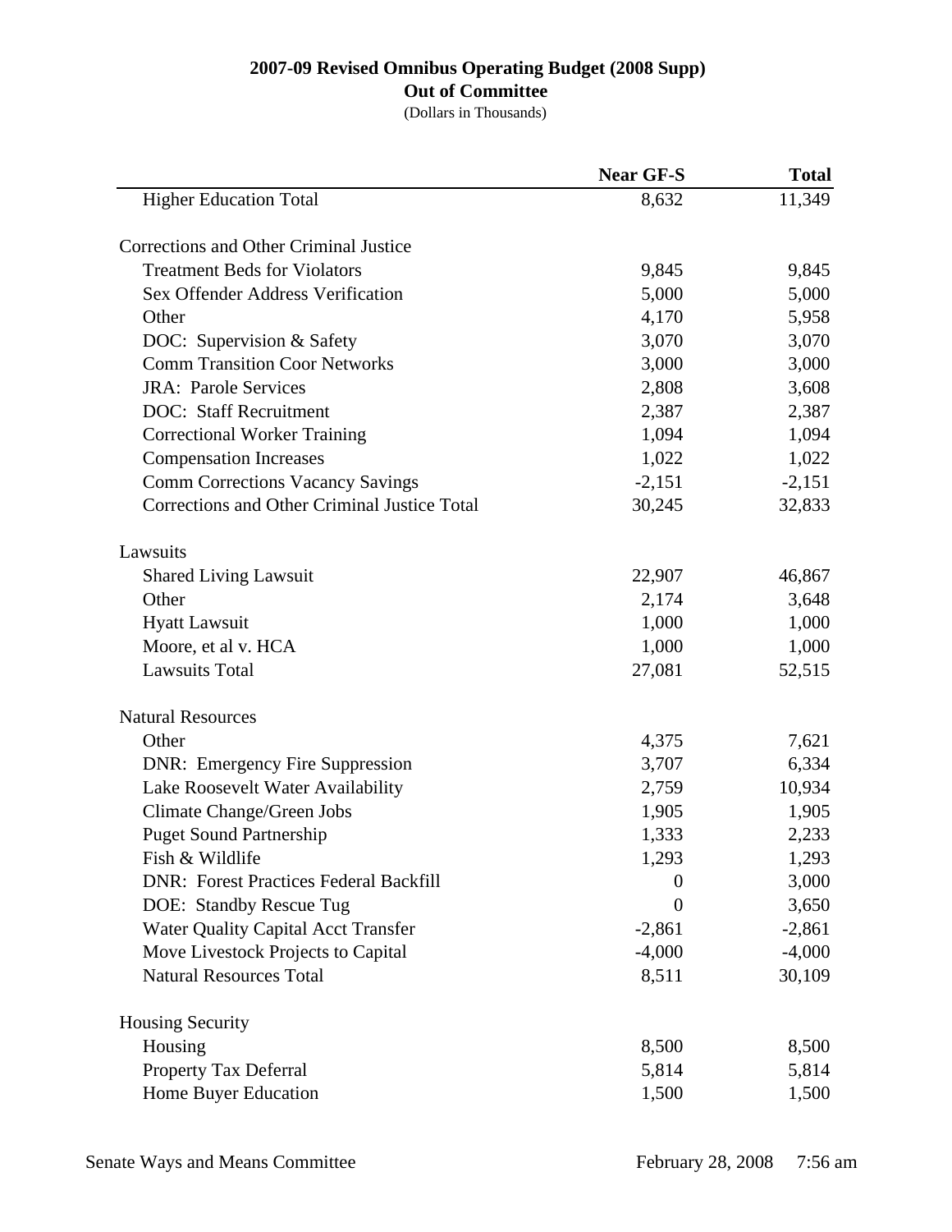**2007-09 Revised Omnibus Operating Budget (2008 Supp)**
**Out of Committee**
(Dollars in Thousands)

| | Near GF-S | Total |
|---|---|---|
| Higher Education Total | 8,632 | 11,349 |
| | | |
| Corrections and Other Criminal Justice | | |
| Treatment Beds for Violators | 9,845 | 9,845 |
| Sex Offender Address Verification | 5,000 | 5,000 |
| Other | 4,170 | 5,958 |
| DOC: Supervision & Safety | 3,070 | 3,070 |
| Comm Transition Coor Networks | 3,000 | 3,000 |
| JRA: Parole Services | 2,808 | 3,608 |
| DOC: Staff Recruitment | 2,387 | 2,387 |
| Correctional Worker Training | 1,094 | 1,094 |
| Compensation Increases | 1,022 | 1,022 |
| Comm Corrections Vacancy Savings | -2,151 | -2,151 |
| Corrections and Other Criminal Justice Total | 30,245 | 32,833 |
| | | |
| Lawsuits | | |
| Shared Living Lawsuit | 22,907 | 46,867 |
| Other | 2,174 | 3,648 |
| Hyatt Lawsuit | 1,000 | 1,000 |
| Moore, et al v. HCA | 1,000 | 1,000 |
| Lawsuits Total | 27,081 | 52,515 |
| | | |
| Natural Resources | | |
| Other | 4,375 | 7,621 |
| DNR: Emergency Fire Suppression | 3,707 | 6,334 |
| Lake Roosevelt Water Availability | 2,759 | 10,934 |
| Climate Change/Green Jobs | 1,905 | 1,905 |
| Puget Sound Partnership | 1,333 | 2,233 |
| Fish & Wildlife | 1,293 | 1,293 |
| DNR: Forest Practices Federal Backfill | 0 | 3,000 |
| DOE: Standby Rescue Tug | 0 | 3,650 |
| Water Quality Capital Acct Transfer | -2,861 | -2,861 |
| Move Livestock Projects to Capital | -4,000 | -4,000 |
| Natural Resources Total | 8,511 | 30,109 |
| | | |
| Housing Security | | |
| Housing | 8,500 | 8,500 |
| Property Tax Deferral | 5,814 | 5,814 |
| Home Buyer Education | 1,500 | 1,500 |

Senate Ways and Means Committee February 28, 2008 7:56 am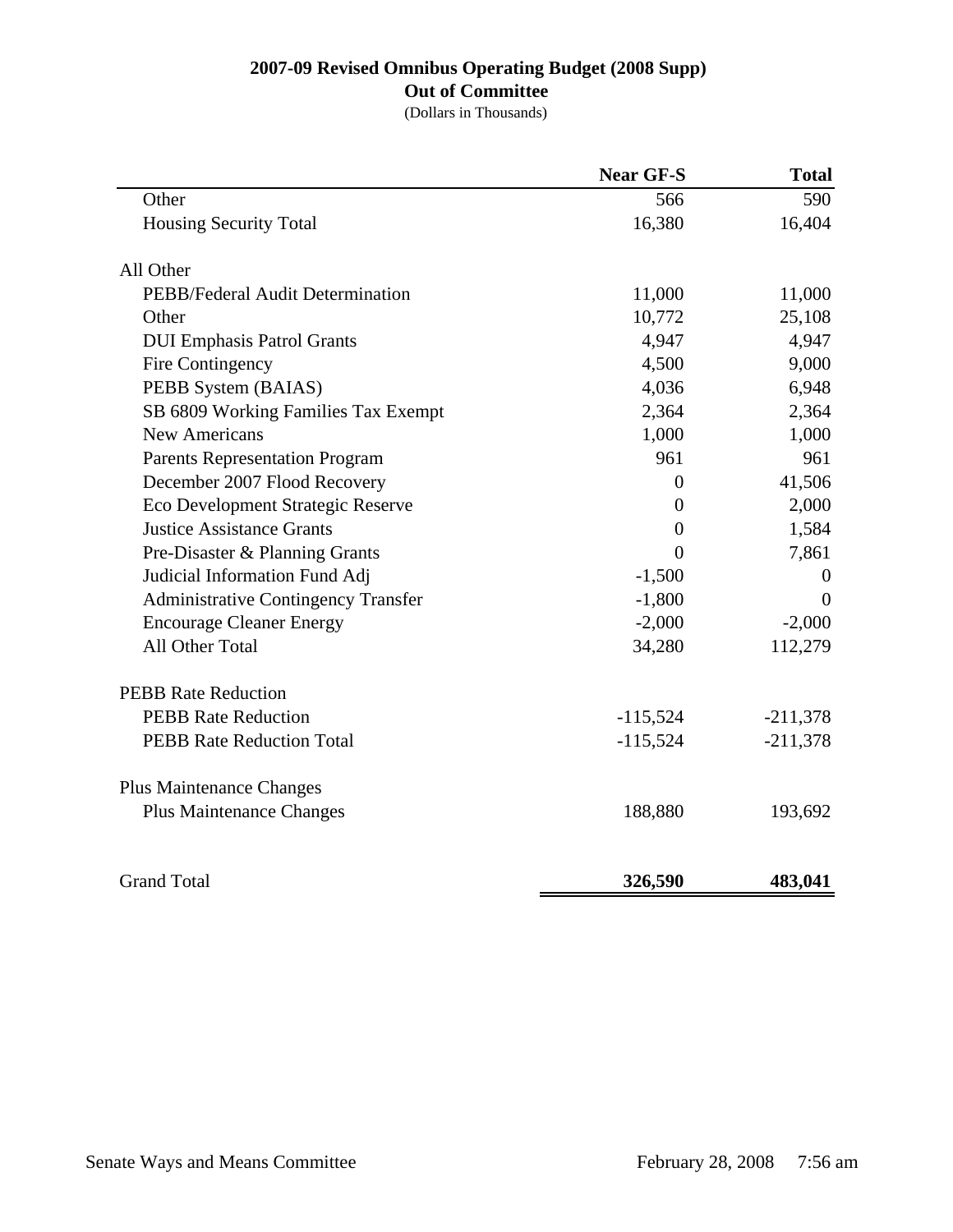# 2007-09 Revised Omnibus Operating Budget (2008 Supp)
## Out of Committee
(Dollars in Thousands)

| | Near GF-S | Total |
|---|---|---|
| Other | 566 | 590 |
| Housing Security Total | 16,380 | 16,404 |
| | | |
| All Other | | |
| PEBB/Federal Audit Determination | 11,000 | 11,000 |
| Other | 10,772 | 25,108 |
| DUI Emphasis Patrol Grants | 4,947 | 4,947 |
| Fire Contingency | 4,500 | 9,000 |
| PEBB System (BAIAS) | 4,036 | 6,948 |
| SB 6809 Working Families Tax Exempt | 2,364 | 2,364 |
| New Americans | 1,000 | 1,000 |
| Parents Representation Program | 961 | 961 |
| December 2007 Flood Recovery | 0 | 41,506 |
| Eco Development Strategic Reserve | 0 | 2,000 |
| Justice Assistance Grants | 0 | 1,584 |
| Pre-Disaster & Planning Grants | 0 | 7,861 |
| Judicial Information Fund Adj | -1,500 | 0 |
| Administrative Contingency Transfer | -1,800 | 0 |
| Encourage Cleaner Energy | -2,000 | -2,000 |
| All Other Total | 34,280 | 112,279 |
| | | |
| PEBB Rate Reduction | | |
| PEBB Rate Reduction | -115,524 | -211,378 |
| PEBB Rate Reduction Total | -115,524 | -211,378 |
| | | |
| Plus Maintenance Changes | | |
| Plus Maintenance Changes | 188,880 | 193,692 |
| | | |
| Grand Total | **326,590** | **483,041** |

Senate Ways and Means Committee February 28, 2008 7:56 am